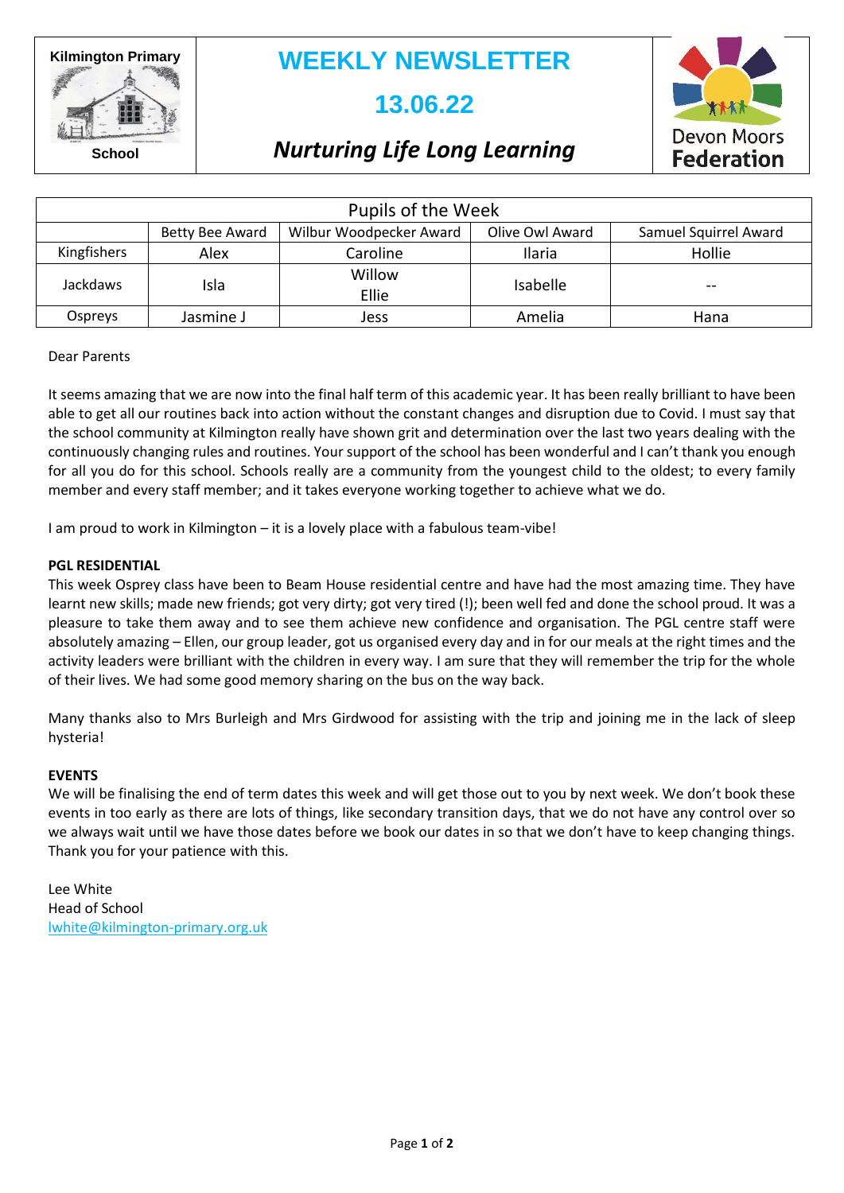Kilmington Primary School

# WEEKLY NEWSLETTER

## 13.06.22

### *Nurturing Life Long Learning*

Devon Moors Federation

| Pupils of the Week | | | | |
|---|---|---|---|---|
| | Betty Bee Award | Wilbur Woodpecker Award | Olive Owl Award | Samuel Squirrel Award |
| Kingfishers | Alex | Caroline | Ilaria | Hollie |
| Jackdaws | Isla | Willow Ellie | Isabelle | -- |
| Ospreys | Jasmine J | Jess | Amelia | Hana |

Dear Parents

It seems amazing that we are now into the final half term of this academic year. It has been really brilliant to have been able to get all our routines back into action without the constant changes and disruption due to Covid. I must say that the school community at Kilmington really have shown grit and determination over the last two years dealing with the continuously changing rules and routines. Your support of the school has been wonderful and I can't thank you enough for all you do for this school. Schools really are a community from the youngest child to the oldest; to every family member and every staff member; and it takes everyone working together to achieve what we do.

I am proud to work in Kilmington – it is a lovely place with a fabulous team-vibe!

**PGL RESIDENTIAL**

This week Osprey class have been to Beam House residential centre and have had the most amazing time. They have learnt new skills; made new friends; got very dirty; got very tired (!); been well fed and done the school proud. It was a pleasure to take them away and to see them achieve new confidence and organisation. The PGL centre staff were absolutely amazing – Ellen, our group leader, got us organised every day and in for our meals at the right times and the activity leaders were brilliant with the children in every way. I am sure that they will remember the trip for the whole of their lives. We had some good memory sharing on the bus on the way back.

Many thanks also to Mrs Burleigh and Mrs Girdwood for assisting with the trip and joining me in the lack of sleep hysteria!

**EVENTS**

We will be finalising the end of term dates this week and will get those out to you by next week. We don't book these events in too early as there are lots of things, like secondary transition days, that we do not have any control over so we always wait until we have those dates before we book our dates in so that we don't have to keep changing things. Thank you for your patience with this.

Lee White
Head of School
lwhite@kilmington-primary.org.uk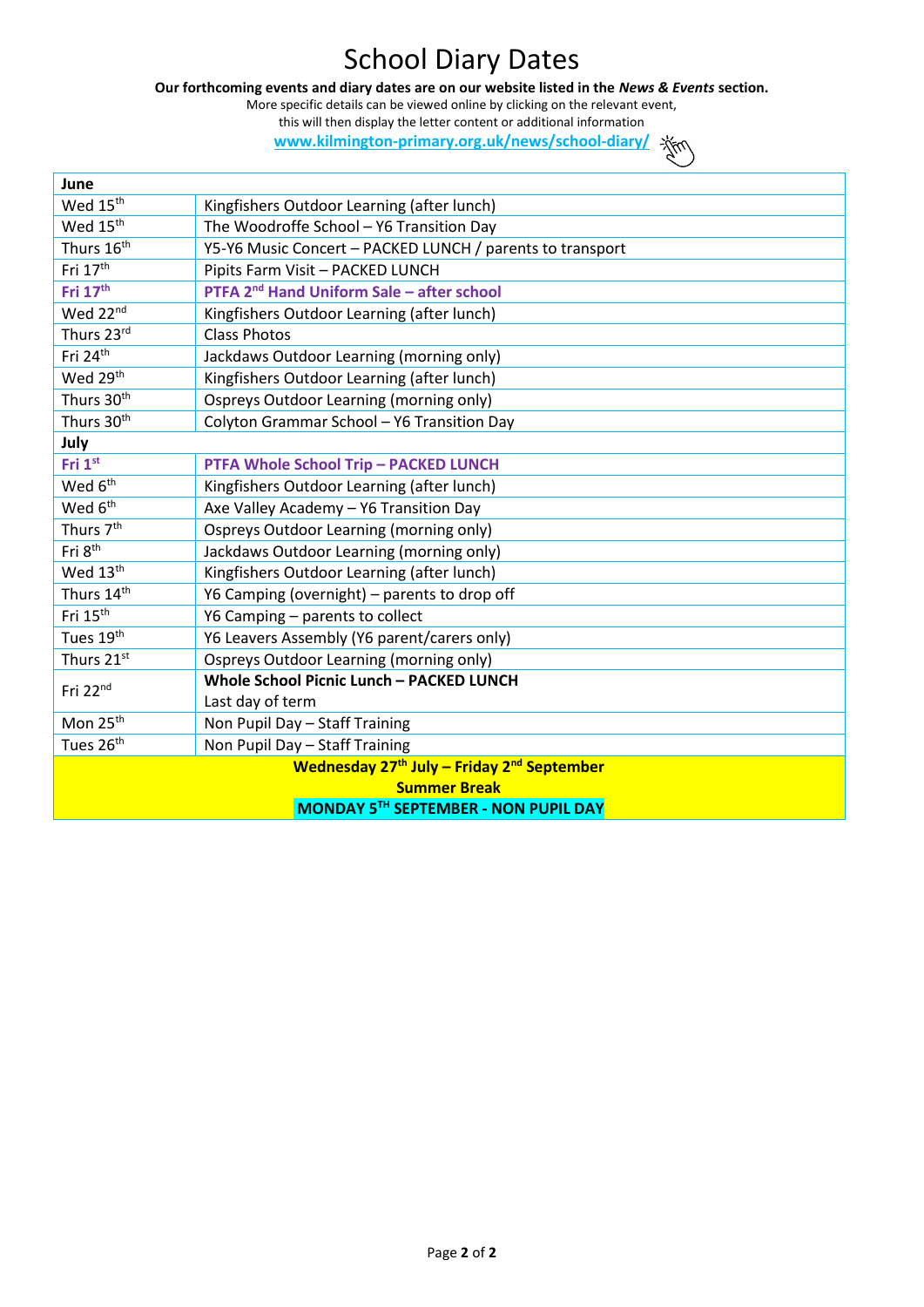# School Diary Dates

**Our forthcoming events and diary dates are on our website listed in the *News & Events* section.**

More specific details can be viewed online by clicking on the relevant event, this will then display the letter content or additional information

www.kilmington-primary.org.uk/news/school-diary/

| | |
|---|---|
| **June** | |
| Wed 15th | Kingfishers Outdoor Learning (after lunch) |
| Wed 15th | The Woodroffe School – Y6 Transition Day |
| Thurs 16th | Y5-Y6 Music Concert – PACKED LUNCH / parents to transport |
| Fri 17th | Pipits Farm Visit – PACKED LUNCH |
| **Fri 17th** | **PTFA 2nd Hand Uniform Sale – after school** |
| Wed 22nd | Kingfishers Outdoor Learning (after lunch) |
| Thurs 23rd | Class Photos |
| Fri 24th | Jackdaws Outdoor Learning (morning only) |
| Wed 29th | Kingfishers Outdoor Learning (after lunch) |
| Thurs 30th | Ospreys Outdoor Learning (morning only) |
| Thurs 30th | Colyton Grammar School – Y6 Transition Day |
| **July** | |
| **Fri 1st** | **PTFA Whole School Trip – PACKED LUNCH** |
| Wed 6th | Kingfishers Outdoor Learning (after lunch) |
| Wed 6th | Axe Valley Academy – Y6 Transition Day |
| Thurs 7th | Ospreys Outdoor Learning (morning only) |
| Fri 8th | Jackdaws Outdoor Learning (morning only) |
| Wed 13th | Kingfishers Outdoor Learning (after lunch) |
| Thurs 14th | Y6 Camping (overnight) – parents to drop off |
| Fri 15th | Y6 Camping – parents to collect |
| Tues 19th | Y6 Leavers Assembly (Y6 parent/carers only) |
| Thurs 21st | Ospreys Outdoor Learning (morning only) |
| Fri 22nd | **Whole School Picnic Lunch – PACKED LUNCH**<br>Last day of term |
| Mon 25th | Non Pupil Day – Staff Training |
| Tues 26th | Non Pupil Day – Staff Training |

**Wednesday 27th July – Friday 2nd September**

**Summer Break**

**MONDAY 5TH SEPTEMBER - NON PUPIL DAY**